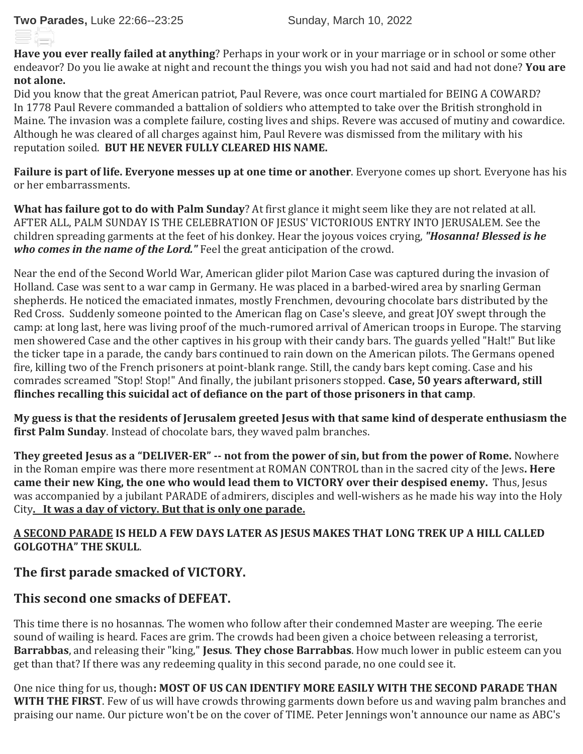**Two Parades,** Luke 22:66--23:25 Sunday, March 10, 2022

**Have you ever really failed at anything**? Perhaps in your work or in your marriage or in school or some other endeavor? Do you lie awake at night and recount the things you wish you had not said and had not done? **You are not alone.**

Did you know that the great American patriot, Paul Revere, was once court martialed for BEING A COWARD? In 1778 Paul Revere commanded a battalion of soldiers who attempted to take over the British stronghold in Maine. The invasion was a complete failure, costing lives and ships. Revere was accused of mutiny and cowardice. Although he was cleared of all charges against him, Paul Revere was dismissed from the military with his reputation soiled. **BUT HE NEVER FULLY CLEARED HIS NAME.**

**Failure is part of life. Everyone messes up at one time or another**. Everyone comes up short. Everyone has his or her embarrassments.

**What has failure got to do with Palm Sunday**? At first glance it might seem like they are not related at all. AFTER ALL, PALM SUNDAY IS THE CELEBRATION OF JESUS' VICTORIOUS ENTRY INTO JERUSALEM. See the children spreading garments at the feet of his donkey. Hear the joyous voices crying, ***"Hosanna! Blessed is he who comes in the name of the Lord."*** Feel the great anticipation of the crowd.

Near the end of the Second World War, American glider pilot Marion Case was captured during the invasion of Holland. Case was sent to a war camp in Germany. He was placed in a barbed-wired area by snarling German shepherds. He noticed the emaciated inmates, mostly Frenchmen, devouring chocolate bars distributed by the Red Cross. Suddenly someone pointed to the American flag on Case's sleeve, and great JOY swept through the camp: at long last, here was living proof of the much-rumored arrival of American troops in Europe. The starving men showered Case and the other captives in his group with their candy bars. The guards yelled "Halt!" But like the ticker tape in a parade, the candy bars continued to rain down on the American pilots. The Germans opened fire, killing two of the French prisoners at point-blank range. Still, the candy bars kept coming. Case and his comrades screamed "Stop! Stop!" And finally, the jubilant prisoners stopped. **Case, 50 years afterward, still flinches recalling this suicidal act of defiance on the part of those prisoners in that camp**.

**My guess is that the residents of Jerusalem greeted Jesus with that same kind of desperate enthusiasm the first Palm Sunday**. Instead of chocolate bars, they waved palm branches.

**They greeted Jesus as a "DELIVER-ER" -- not from the power of sin, but from the power of Rome.** Nowhere in the Roman empire was there more resentment at ROMAN CONTROL than in the sacred city of the Jews**. Here came their new King, the one who would lead them to VICTORY over their despised enemy.** Thus, Jesus was accompanied by a jubilant PARADE of admirers, disciples and well-wishers as he made his way into the Holy City**. It was a day of victory. But that is only one parade.**

**A SECOND PARADE IS HELD A FEW DAYS LATER AS JESUS MAKES THAT LONG TREK UP A HILL CALLED GOLGOTHA" THE SKULL**.

## The first parade smacked of VICTORY.

## This second one smacks of DEFEAT.

This time there is no hosannas. The women who follow after their condemned Master are weeping. The eerie sound of wailing is heard. Faces are grim. The crowds had been given a choice between releasing a terrorist, **Barrabbas**, and releasing their "king," **Jesus**. **They chose Barrabbas**. How much lower in public esteem can you get than that? If there was any redeeming quality in this second parade, no one could see it.

One nice thing for us, though**: MOST OF US CAN IDENTIFY MORE EASILY WITH THE SECOND PARADE THAN WITH THE FIRST**. Few of us will have crowds throwing garments down before us and waving palm branches and praising our name. Our picture won't be on the cover of TIME. Peter Jennings won't announce our name as ABC's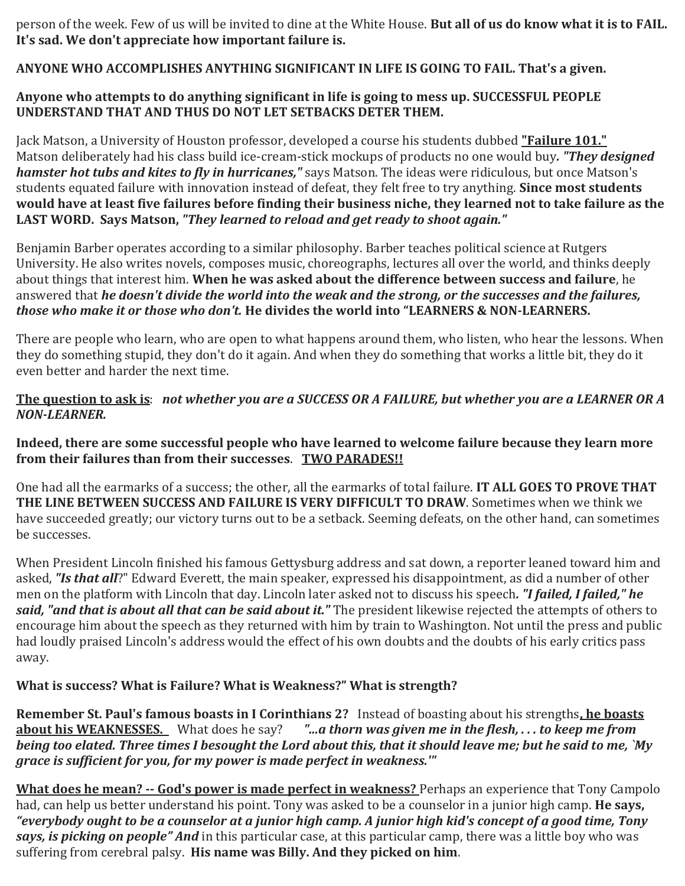person of the week. Few of us will be invited to dine at the White House. **But all of us do know what it is to FAIL. It's sad. We don't appreciate how important failure is.**

**ANYONE WHO ACCOMPLISHES ANYTHING SIGNIFICANT IN LIFE IS GOING TO FAIL. That's a given.**

**Anyone who attempts to do anything significant in life is going to mess up. SUCCESSFUL PEOPLE UNDERSTAND THAT AND THUS DO NOT LET SETBACKS DETER THEM.**

Jack Matson, a University of Houston professor, developed a course his students dubbed **<u>"Failure 101."</u>** Matson deliberately had his class build ice-cream-stick mockups of products no one would buy*. **"They designed hamster hot tubs and kites to fly in hurricanes,"*** says Matson. The ideas were ridiculous, but once Matson's students equated failure with innovation instead of defeat, they felt free to try anything. **Since most students would have at least five failures before finding their business niche, they learned not to take failure as the LAST WORD. Says Matson, *"They learned to reload and get ready to shoot again."***

Benjamin Barber operates according to a similar philosophy. Barber teaches political science at Rutgers University. He also writes novels, composes music, choreographs, lectures all over the world, and thinks deeply about things that interest him. **When he was asked about the difference between success and failure**, he answered that ***he doesn't divide the world into the weak and the strong, or the successes and the failures, those who make it or those who don't.*** **He divides the world into "LEARNERS & NON-LEARNERS.**

There are people who learn, who are open to what happens around them, who listen, who hear the lessons. When they do something stupid, they don't do it again. And when they do something that works a little bit, they do it even better and harder the next time.

**<u>The question to ask is</u>**: ***not whether you are a SUCCESS OR A FAILURE, but whether you are a LEARNER OR A NON-LEARNER.***

**Indeed, there are some successful people who have learned to welcome failure because they learn more from their failures than from their successes**. **<u>TWO PARADES!!</u>**

One had all the earmarks of a success; the other, all the earmarks of total failure. **IT ALL GOES TO PROVE THAT THE LINE BETWEEN SUCCESS AND FAILURE IS VERY DIFFICULT TO DRAW**. Sometimes when we think we have succeeded greatly; our victory turns out to be a setback. Seeming defeats, on the other hand, can sometimes be successes.

When President Lincoln finished his famous Gettysburg address and sat down, a reporter leaned toward him and asked, ***"Is that all***?" Edward Everett, the main speaker, expressed his disappointment, as did a number of other men on the platform with Lincoln that day. Lincoln later asked not to discuss his speech***. "I failed, I failed," he said, "and that is about all that can be said about it."*** The president likewise rejected the attempts of others to encourage him about the speech as they returned with him by train to Washington. Not until the press and public had loudly praised Lincoln's address would the effect of his own doubts and the doubts of his early critics pass away.

**What is success? What is Failure? What is Weakness?" What is strength?**

**Remember St. Paul's famous boasts in I Corinthians 2?** Instead of boasting about his strengths**<u>, he boasts about his WEAKNESSES.</u>** What does he say? ***"...a thorn was given me in the flesh, . . . to keep me from being too elated. Three times I besought the Lord about this, that it should leave me; but he said to me, `My grace is sufficient for you, for my power is made perfect in weakness.'"***

**<u>What does he mean? -- God's power is made perfect in weakness?</u>** Perhaps an experience that Tony Campolo had, can help us better understand his point. Tony was asked to be a counselor in a junior high camp. **He says, *"everybody ought to be a counselor at a junior high camp. A junior high kid's concept of a good time, Tony says, is picking on people" And*** in this particular case, at this particular camp, there was a little boy who was suffering from cerebral palsy. **His name was Billy. And they picked on him**.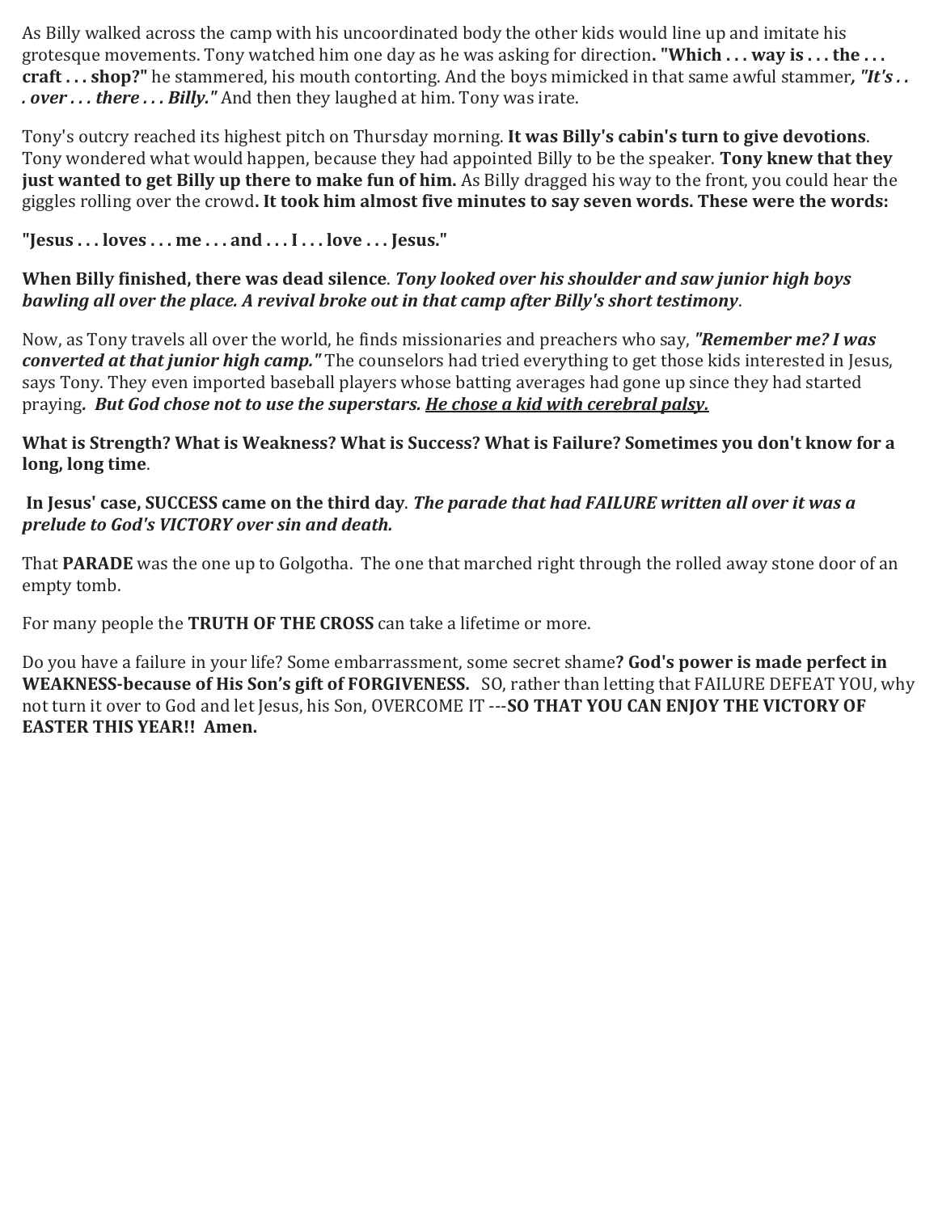As Billy walked across the camp with his uncoordinated body the other kids would line up and imitate his grotesque movements. Tony watched him one day as he was asking for direction**. "Which . . . way is . . . the . . . craft . . . shop?"** he stammered, his mouth contorting. And the boys mimicked in that same awful stammer***, "It's . . . over . . . there . . . Billy."*** And then they laughed at him. Tony was irate.

Tony's outcry reached its highest pitch on Thursday morning. **It was Billy's cabin's turn to give devotions**. Tony wondered what would happen, because they had appointed Billy to be the speaker. **Tony knew that they just wanted to get Billy up there to make fun of him.** As Billy dragged his way to the front, you could hear the giggles rolling over the crowd**. It took him almost five minutes to say seven words. These were the words:**

**"Jesus . . . loves . . . me . . . and . . . I . . . love . . . Jesus."**

**When Billy finished, there was dead silence**. ***Tony looked over his shoulder and saw junior high boys bawling all over the place. A revival broke out in that camp after Billy's short testimony***.

Now, as Tony travels all over the world, he finds missionaries and preachers who say, ***"Remember me? I was converted at that junior high camp."*** The counselors had tried everything to get those kids interested in Jesus, says Tony. They even imported baseball players whose batting averages had gone up since they had started praying***. But God chose not to use the superstars. <u>He chose a kid with cerebral palsy.</u>***

**What is Strength? What is Weakness? What is Success? What is Failure? Sometimes you don't know for a long, long time**.

**In Jesus' case, SUCCESS came on the third day**. ***The parade that had FAILURE written all over it was a prelude to God's VICTORY over sin and death.***

That **PARADE** was the one up to Golgotha. The one that marched right through the rolled away stone door of an empty tomb.

For many people the **TRUTH OF THE CROSS** can take a lifetime or more.

Do you have a failure in your life? Some embarrassment, some secret shame**? God's power is made perfect in WEAKNESS-because of His Son's gift of FORGIVENESS.** SO, rather than letting that FAILURE DEFEAT YOU, why not turn it over to God and let Jesus, his Son, OVERCOME IT ---**SO THAT YOU CAN ENJOY THE VICTORY OF EASTER THIS YEAR!! Amen.**